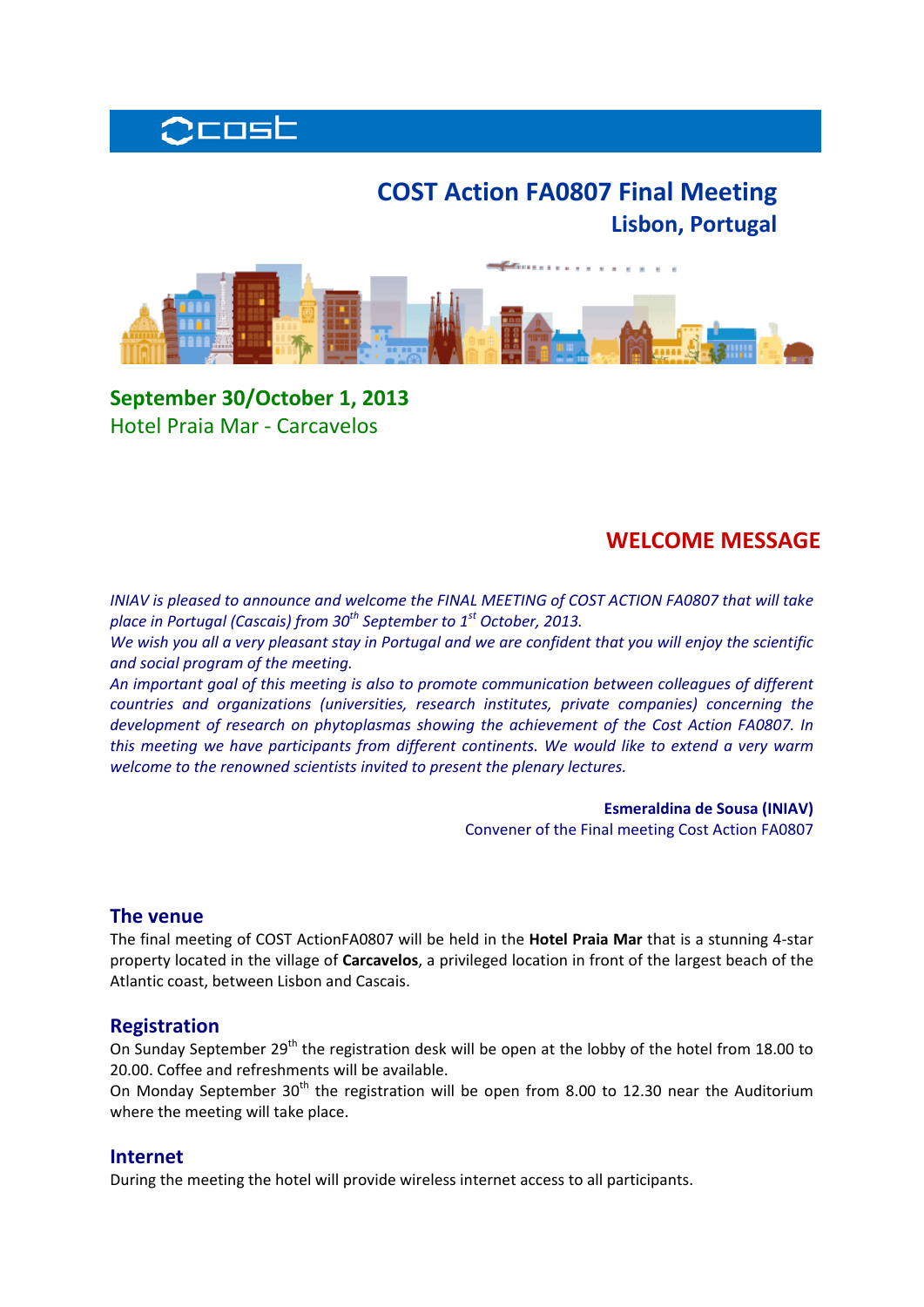# COST Action FA0807 Final Meeting

## Lisbon, Portugal

**September 30/October 1, 2013**

Hotel Praia Mar - Carcavelos

## WELCOME MESSAGE

*INIAV is pleased to announce and welcome the FINAL MEETING of COST ACTION FA0807 that will take place in Portugal (Cascais) from 30th September to 1st October, 2013.*

*We wish you all a very pleasant stay in Portugal and we are confident that you will enjoy the scientific and social program of the meeting.*

*An important goal of this meeting is also to promote communication between colleagues of different countries and organizations (universities, research institutes, private companies) concerning the development of research on phytoplasmas showing the achievement of the Cost Action FA0807. In this meeting we have participants from different continents. We would like to extend a very warm welcome to the renowned scientists invited to present the plenary lectures.*

**Esmeraldina de Sousa (INIAV)**
Convener of the Final meeting Cost Action FA0807

### The venue

The final meeting of COST ActionFA0807 will be held in the **Hotel Praia Mar** that is a stunning 4-star property located in the village of **Carcavelos**, a privileged location in front of the largest beach of the Atlantic coast, between Lisbon and Cascais.

### Registration

On Sunday September 29th the registration desk will be open at the lobby of the hotel from 18.00 to 20.00. Coffee and refreshments will be available.

On Monday September 30th the registration will be open from 8.00 to 12.30 near the Auditorium where the meeting will take place.

### Internet

During the meeting the hotel will provide wireless internet access to all participants.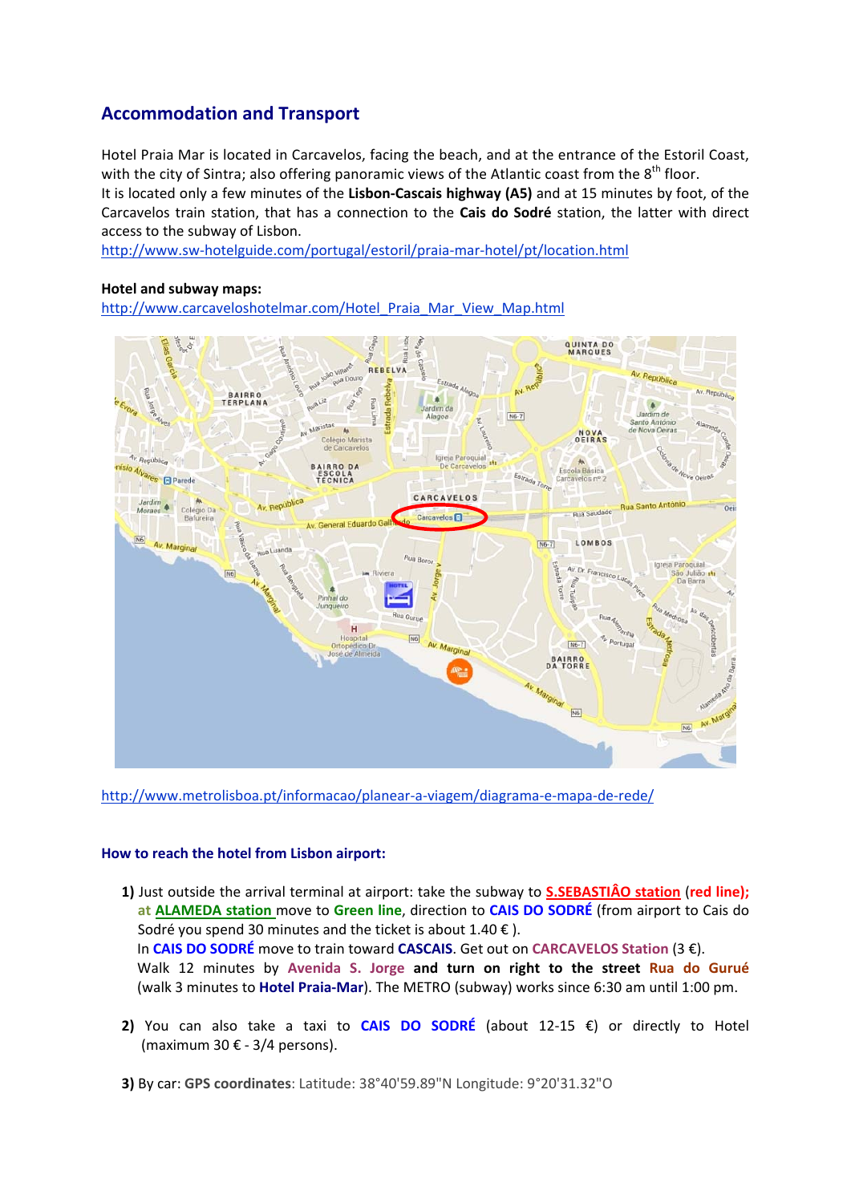## Accommodation and Transport

Hotel Praia Mar is located in Carcavelos, facing the beach, and at the entrance of the Estoril Coast, with the city of Sintra; also offering panoramic views of the Atlantic coast from the 8th floor.
It is located only a few minutes of the **Lisbon-Cascais highway (A5)** and at 15 minutes by foot, of the Carcavelos train station, that has a connection to the **Cais do Sodré** station, the latter with direct access to the subway of Lisbon.
http://www.sw-hotelguide.com/portugal/estoril/praia-mar-hotel/pt/location.html

**Hotel and subway maps:**
http://www.carcaveloshotelmar.com/Hotel_Praia_Mar_View_Map.html

http://www.metrolisboa.pt/informacao/planear-a-viagem/diagrama-e-mapa-de-rede/

### How to reach the hotel from Lisbon airport:

1) Just outside the arrival terminal at airport: take the subway to **S.SEBASTIÂO station** (**red line);** **at ALAMEDA station** move to **Green line**, direction to **CAIS DO SODRÉ** (from airport to Cais do Sodré you spend 30 minutes and the ticket is about 1.40 € ).
In **CAIS DO SODRÉ** move to train toward **CASCAIS**. Get out on **CARCAVELOS Station** (3 €).
Walk 12 minutes by **Avenida S. Jorge and turn on right to the street Rua do Gurué** (walk 3 minutes to **Hotel Praia-Mar**). The METRO (subway) works since 6:30 am until 1:00 pm.

2) You can also take a taxi to **CAIS DO SODRÉ** (about 12-15 €) or directly to Hotel (maximum 30 € - 3/4 persons).

3) By car: **GPS coordinates**: Latitude: 38°40'59.89"N Longitude: 9°20'31.32"O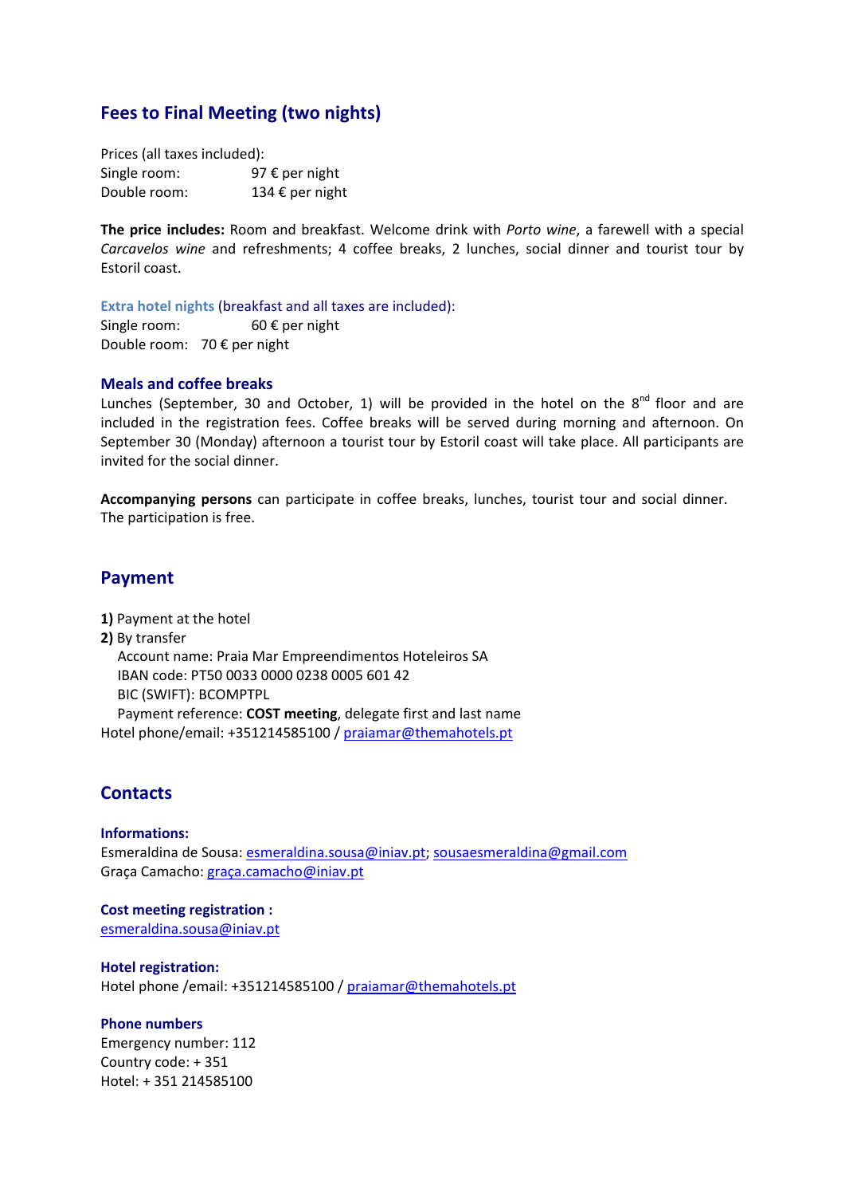## Fees to Final Meeting (two nights)

Prices (all taxes included):
Single room: 97 € per night
Double room: 134 € per night

**The price includes:** Room and breakfast. Welcome drink with *Porto wine*, a farewell with a special *Carcavelos wine* and refreshments; 4 coffee breaks, 2 lunches, social dinner and tourist tour by Estoril coast.

**Extra hotel nights** (breakfast and all taxes are included):
Single room: 60 € per night
Double room: 70 € per night

### Meals and coffee breaks

Lunches (September, 30 and October, 1) will be provided in the hotel on the 8th floor and are included in the registration fees. Coffee breaks will be served during morning and afternoon. On September 30 (Monday) afternoon a tourist tour by Estoril coast will take place. All participants are invited for the social dinner.

**Accompanying persons** can participate in coffee breaks, lunches, tourist tour and social dinner. The participation is free.

## Payment

**1)** Payment at the hotel
**2)** By transfer
Account name: Praia Mar Empreendimentos Hoteleiros SA
IBAN code: PT50 0033 0000 0238 0005 601 42
BIC (SWIFT): BCOMPTPL
Payment reference: **COST meeting**, delegate first and last name
Hotel phone/email: +351214585100 / praiamar@themahotels.pt

## Contacts

**Informations:**
Esmeraldina de Sousa: esmeraldina.sousa@iniav.pt; sousaesmeraldina@gmail.com
Graça Camacho: graça.camacho@iniav.pt

**Cost meeting registration :**
esmeraldina.sousa@iniav.pt

**Hotel registration:**
Hotel phone /email: +351214585100 / praiamar@themahotels.pt

**Phone numbers**
Emergency number: 112
Country code: + 351
Hotel: + 351 214585100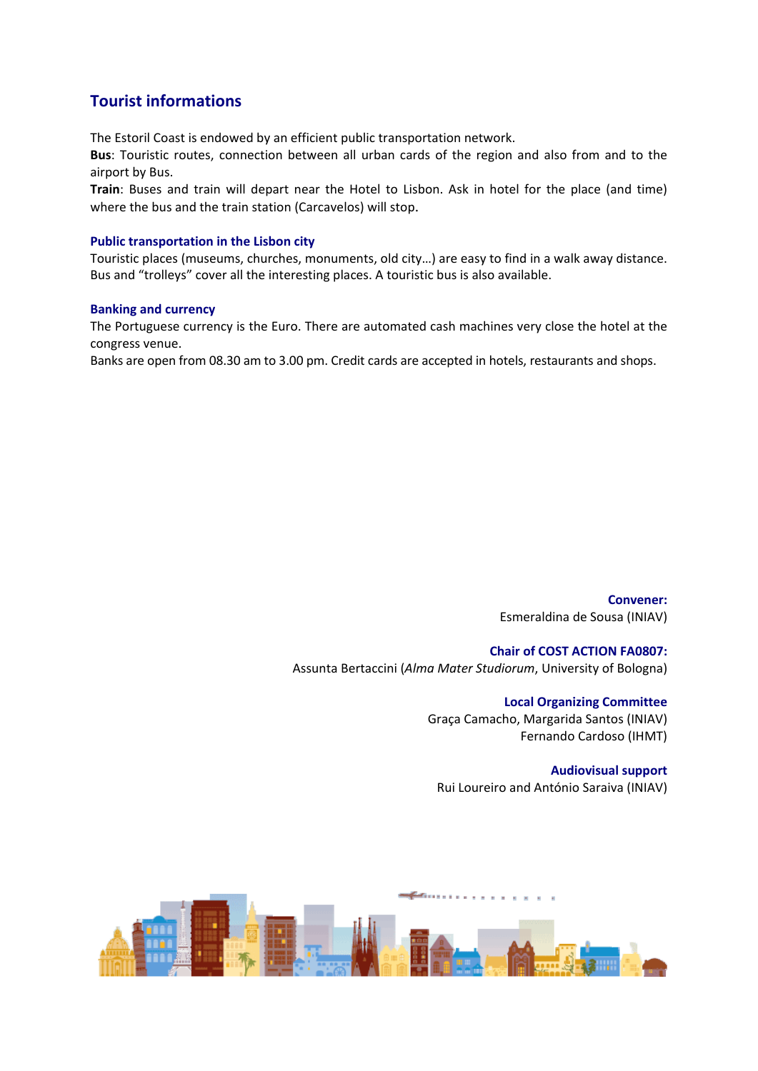## Tourist informations

The Estoril Coast is endowed by an efficient public transportation network.

**Bus**: Touristic routes, connection between all urban cards of the region and also from and to the airport by Bus.

**Train**: Buses and train will depart near the Hotel to Lisbon. Ask in hotel for the place (and time) where the bus and the train station (Carcavelos) will stop.

### Public transportation in the Lisbon city

Touristic places (museums, churches, monuments, old city…) are easy to find in a walk away distance. Bus and "trolleys" cover all the interesting places. A touristic bus is also available.

### Banking and currency

The Portuguese currency is the Euro. There are automated cash machines very close the hotel at the congress venue.

Banks are open from 08.30 am to 3.00 pm. Credit cards are accepted in hotels, restaurants and shops.

**Convener:**
Esmeraldina de Sousa (INIAV)

**Chair of COST ACTION FA0807:**
Assunta Bertaccini (*Alma Mater Studiorum*, University of Bologna)

**Local Organizing Committee**
Graça Camacho, Margarida Santos (INIAV)
Fernando Cardoso (IHMT)

**Audiovisual support**
Rui Loureiro and António Saraiva (INIAV)